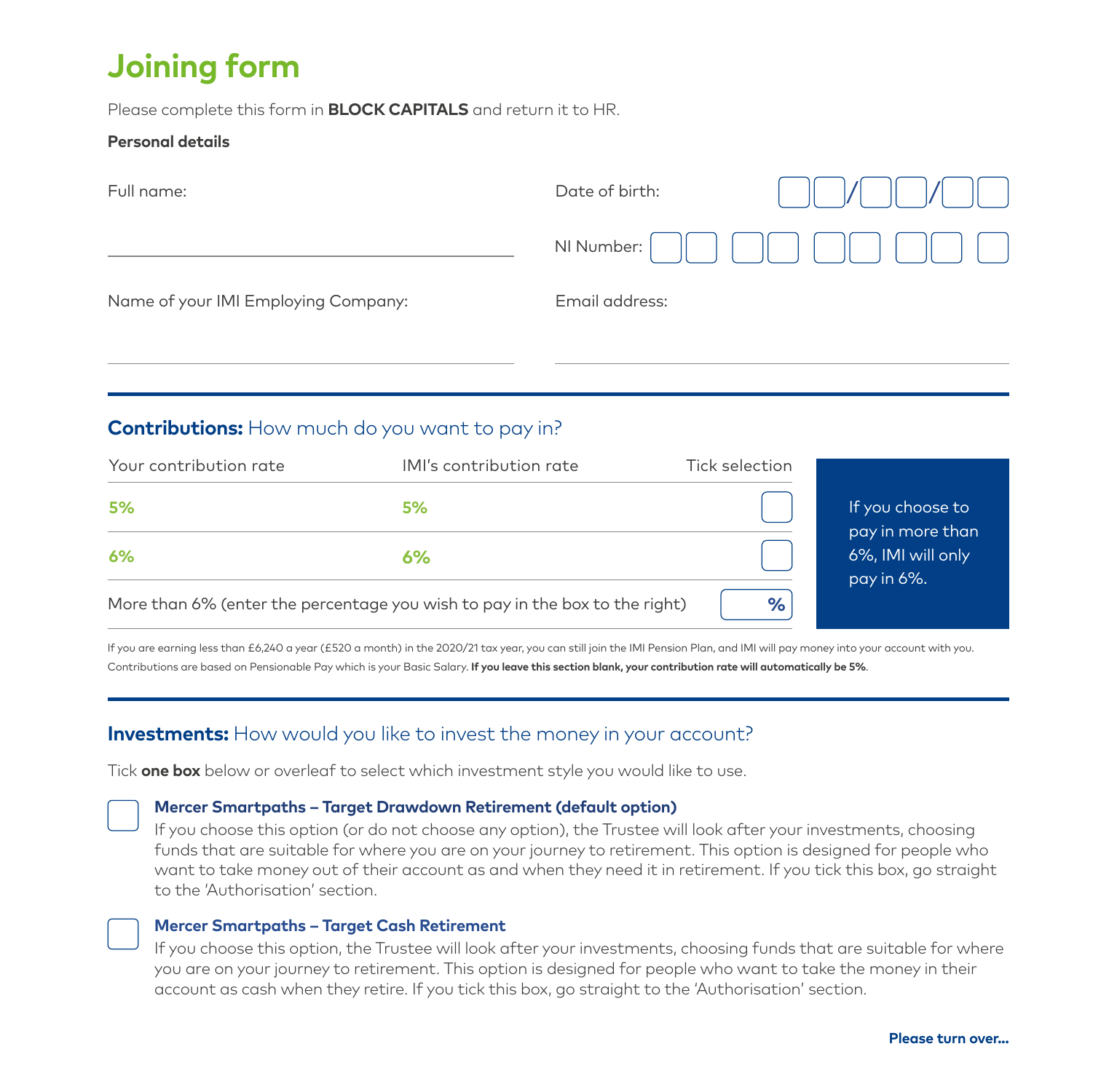# Joining form

Please complete this form in **BLOCK CAPITALS** and return it to HR.

**Personal details**

Full name: ______________________

Date of birth: ☐☐/☐☐/☐☐

NI Number: ☐☐ ☐☐ ☐☐ ☐☐ ☐

Name of your IMI Employing Company: ______________________

Email address: ______________________

## **Contributions:** How much do you want to pay in?

| Your contribution rate | IMI's contribution rate | Tick selection |
|---|---|---|
| **5%** | **5%** | ☐ |
| **6%** | **6%** | ☐ |
| More than 6% (enter the percentage you wish to pay in the box to the right) | | ☐ **%** |

If you choose to pay in more than 6%, IMI will only pay in 6%.

If you are earning less than £6,240 a year (£520 a month) in the 2020/21 tax year, you can still join the IMI Pension Plan, and IMI will pay money into your account with you. Contributions are based on Pensionable Pay which is your Basic Salary. **If you leave this section blank, your contribution rate will automatically be 5%**.

## **Investments:** How would you like to invest the money in your account?

Tick **one box** below or overleaf to select which investment style you would like to use.

☐ **Mercer Smartpaths – Target Drawdown Retirement (default option)**
If you choose this option (or do not choose any option), the Trustee will look after your investments, choosing funds that are suitable for where you are on your journey to retirement. This option is designed for people who want to take money out of their account as and when they need it in retirement. If you tick this box, go straight to the 'Authorisation' section.

☐ **Mercer Smartpaths – Target Cash Retirement**
If you choose this option, the Trustee will look after your investments, choosing funds that are suitable for where you are on your journey to retirement. This option is designed for people who want to take the money in their account as cash when they retire. If you tick this box, go straight to the 'Authorisation' section.

**Please turn over...**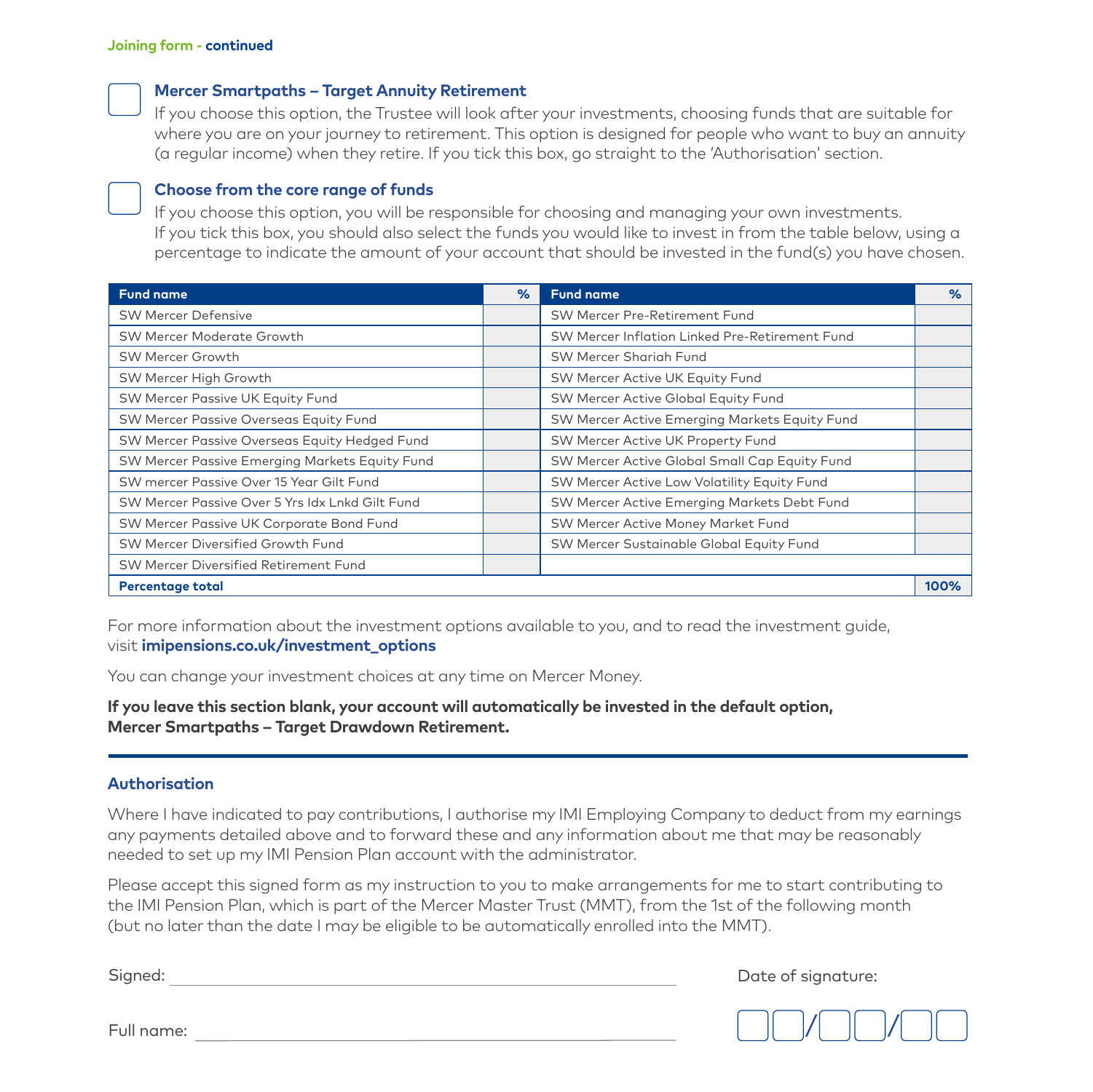Joining form - **continued**

☐ **Mercer Smartpaths – Target Annuity Retirement**

If you choose this option, the Trustee will look after your investments, choosing funds that are suitable for where you are on your journey to retirement. This option is designed for people who want to buy an annuity (a regular income) when they retire. If you tick this box, go straight to the 'Authorisation' section.

☐ **Choose from the core range of funds**

If you choose this option, you will be responsible for choosing and managing your own investments. If you tick this box, you should also select the funds you would like to invest in from the table below, using a percentage to indicate the amount of your account that should be invested in the fund(s) you have chosen.

| Fund name | % | Fund name | % |
|---|---|---|---|
| SW Mercer Defensive | | SW Mercer Pre-Retirement Fund | |
| SW Mercer Moderate Growth | | SW Mercer Inflation Linked Pre-Retirement Fund | |
| SW Mercer Growth | | SW Mercer Shariah Fund | |
| SW Mercer High Growth | | SW Mercer Active UK Equity Fund | |
| SW Mercer Passive UK Equity Fund | | SW Mercer Active Global Equity Fund | |
| SW Mercer Passive Overseas Equity Fund | | SW Mercer Active Emerging Markets Equity Fund | |
| SW Mercer Passive Overseas Equity Hedged Fund | | SW Mercer Active UK Property Fund | |
| SW Mercer Passive Emerging Markets Equity Fund | | SW Mercer Active Global Small Cap Equity Fund | |
| SW mercer Passive Over 15 Year Gilt Fund | | SW Mercer Active Low Volatility Equity Fund | |
| SW Mercer Passive Over 5 Yrs Idx Lnkd Gilt Fund | | SW Mercer Active Emerging Markets Debt Fund | |
| SW Mercer Passive UK Corporate Bond Fund | | SW Mercer Active Money Market Fund | |
| SW Mercer Diversified Growth Fund | | SW Mercer Sustainable Global Equity Fund | |
| SW Mercer Diversified Retirement Fund | | | |
| **Percentage total** | | | **100%** |

For more information about the investment options available to you, and to read the investment guide, visit **imipensions.co.uk/investment_options**

You can change your investment choices at any time on Mercer Money.

**If you leave this section blank, your account will automatically be invested in the default option, Mercer Smartpaths – Target Drawdown Retirement.**

## Authorisation

Where I have indicated to pay contributions, I authorise my IMI Employing Company to deduct from my earnings any payments detailed above and to forward these and any information about me that may be reasonably needed to set up my IMI Pension Plan account with the administrator.

Please accept this signed form as my instruction to you to make arrangements for me to start contributing to the IMI Pension Plan, which is part of the Mercer Master Trust (MMT), from the 1st of the following month (but no later than the date I may be eligible to be automatically enrolled into the MMT).

Signed: ______________________________

Date of signature: __ __ / __ __ / __ __

Full name: ______________________________